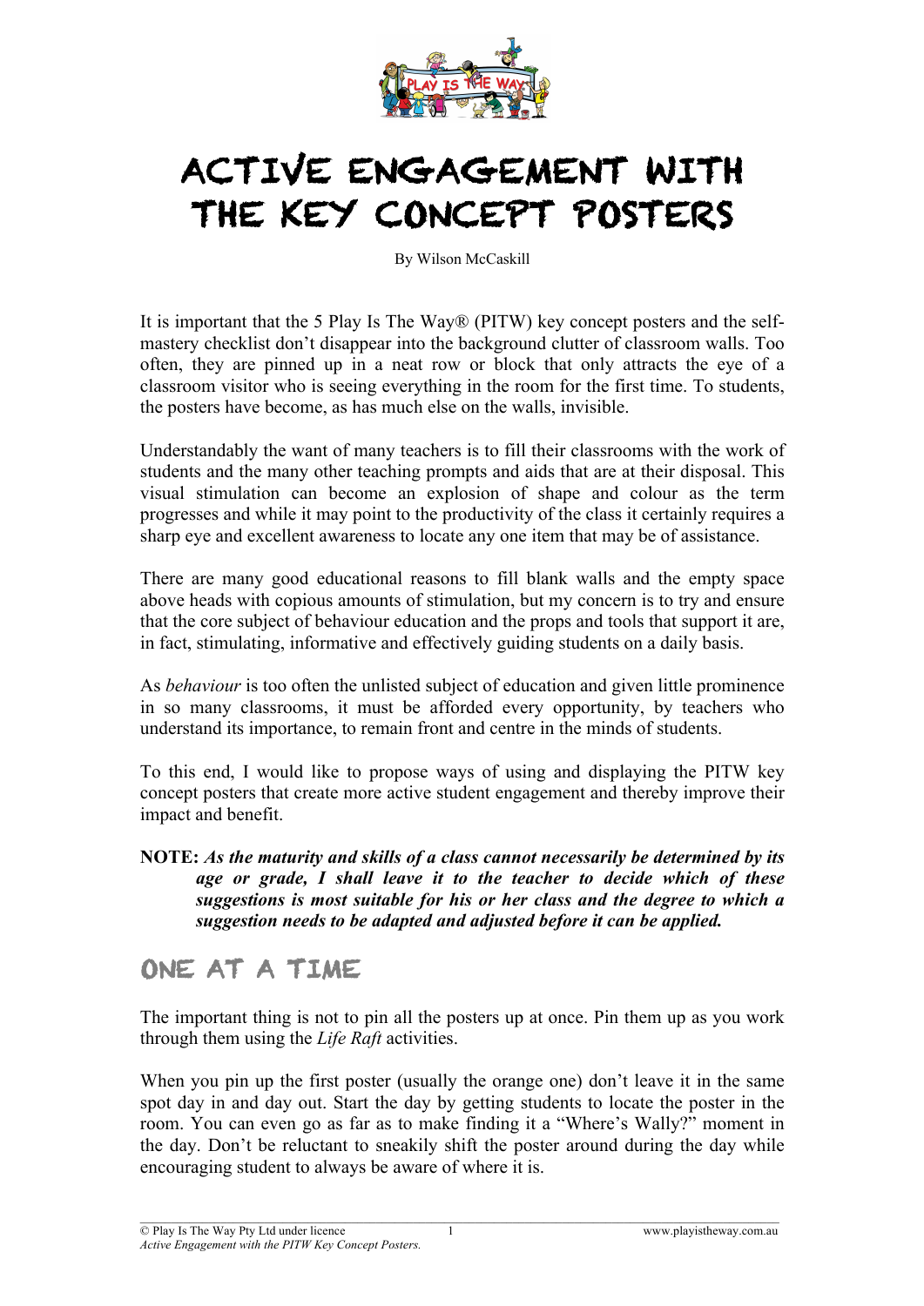# ACTIVE ENGAGEMENT WITH THE KEY CONCEPT POSTERS

By Wilson McCaskill

It is important that the 5 Play Is The Way® (PITW) key concept posters and the self-mastery checklist don't disappear into the background clutter of classroom walls. Too often, they are pinned up in a neat row or block that only attracts the eye of a classroom visitor who is seeing everything in the room for the first time. To students, the posters have become, as has much else on the walls, invisible.

Understandably the want of many teachers is to fill their classrooms with the work of students and the many other teaching prompts and aids that are at their disposal. This visual stimulation can become an explosion of shape and colour as the term progresses and while it may point to the productivity of the class it certainly requires a sharp eye and excellent awareness to locate any one item that may be of assistance.

There are many good educational reasons to fill blank walls and the empty space above heads with copious amounts of stimulation, but my concern is to try and ensure that the core subject of behaviour education and the props and tools that support it are, in fact, stimulating, informative and effectively guiding students on a daily basis.

As *behaviour* is too often the unlisted subject of education and given little prominence in so many classrooms, it must be afforded every opportunity, by teachers who understand its importance, to remain front and centre in the minds of students.

To this end, I would like to propose ways of using and displaying the PITW key concept posters that create more active student engagement and thereby improve their impact and benefit.

**NOTE:** ***As the maturity and skills of a class cannot necessarily be determined by its age or grade, I shall leave it to the teacher to decide which of these suggestions is most suitable for his or her class and the degree to which a suggestion needs to be adapted and adjusted before it can be applied.***

## ONE AT A TIME

The important thing is not to pin all the posters up at once. Pin them up as you work through them using the *Life Raft* activities.

When you pin up the first poster (usually the orange one) don't leave it in the same spot day in and day out. Start the day by getting students to locate the poster in the room. You can even go as far as to make finding it a "Where's Wally?" moment in the day. Don't be reluctant to sneakily shift the poster around during the day while encouraging student to always be aware of where it is.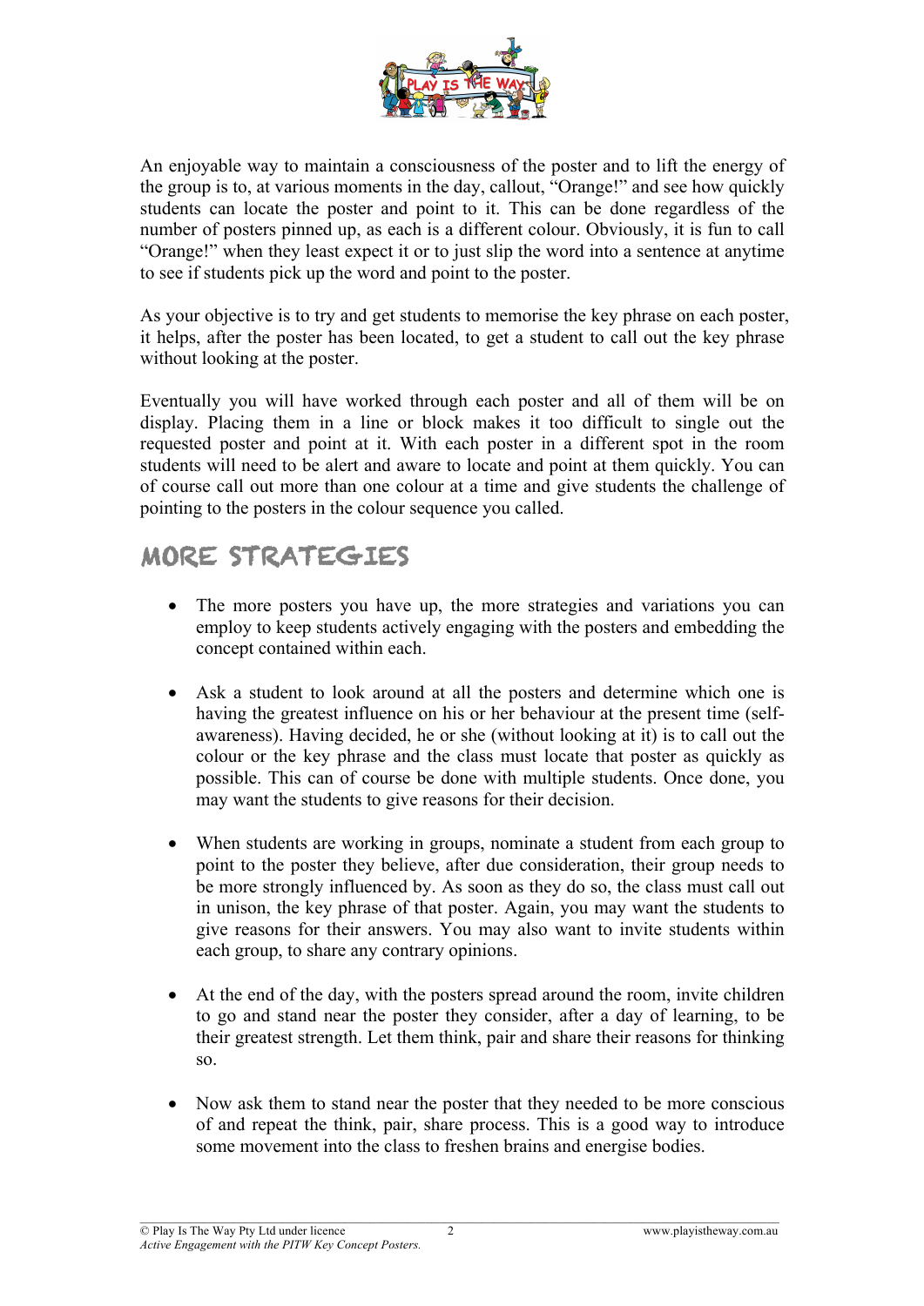An enjoyable way to maintain a consciousness of the poster and to lift the energy of the group is to, at various moments in the day, callout, "Orange!" and see how quickly students can locate the poster and point to it. This can be done regardless of the number of posters pinned up, as each is a different colour. Obviously, it is fun to call "Orange!" when they least expect it or to just slip the word into a sentence at anytime to see if students pick up the word and point to the poster.

As your objective is to try and get students to memorise the key phrase on each poster, it helps, after the poster has been located, to get a student to call out the key phrase without looking at the poster.

Eventually you will have worked through each poster and all of them will be on display. Placing them in a line or block makes it too difficult to single out the requested poster and point at it. With each poster in a different spot in the room students will need to be alert and aware to locate and point at them quickly. You can of course call out more than one colour at a time and give students the challenge of pointing to the posters in the colour sequence you called.

## MORE STRATEGIES

- The more posters you have up, the more strategies and variations you can employ to keep students actively engaging with the posters and embedding the concept contained within each.

- Ask a student to look around at all the posters and determine which one is having the greatest influence on his or her behaviour at the present time (self-awareness). Having decided, he or she (without looking at it) is to call out the colour or the key phrase and the class must locate that poster as quickly as possible. This can of course be done with multiple students. Once done, you may want the students to give reasons for their decision.

- When students are working in groups, nominate a student from each group to point to the poster they believe, after due consideration, their group needs to be more strongly influenced by. As soon as they do so, the class must call out in unison, the key phrase of that poster. Again, you may want the students to give reasons for their answers. You may also want to invite students within each group, to share any contrary opinions.

- At the end of the day, with the posters spread around the room, invite children to go and stand near the poster they consider, after a day of learning, to be their greatest strength. Let them think, pair and share their reasons for thinking so.

- Now ask them to stand near the poster that they needed to be more conscious of and repeat the think, pair, share process. This is a good way to introduce some movement into the class to freshen brains and energise bodies.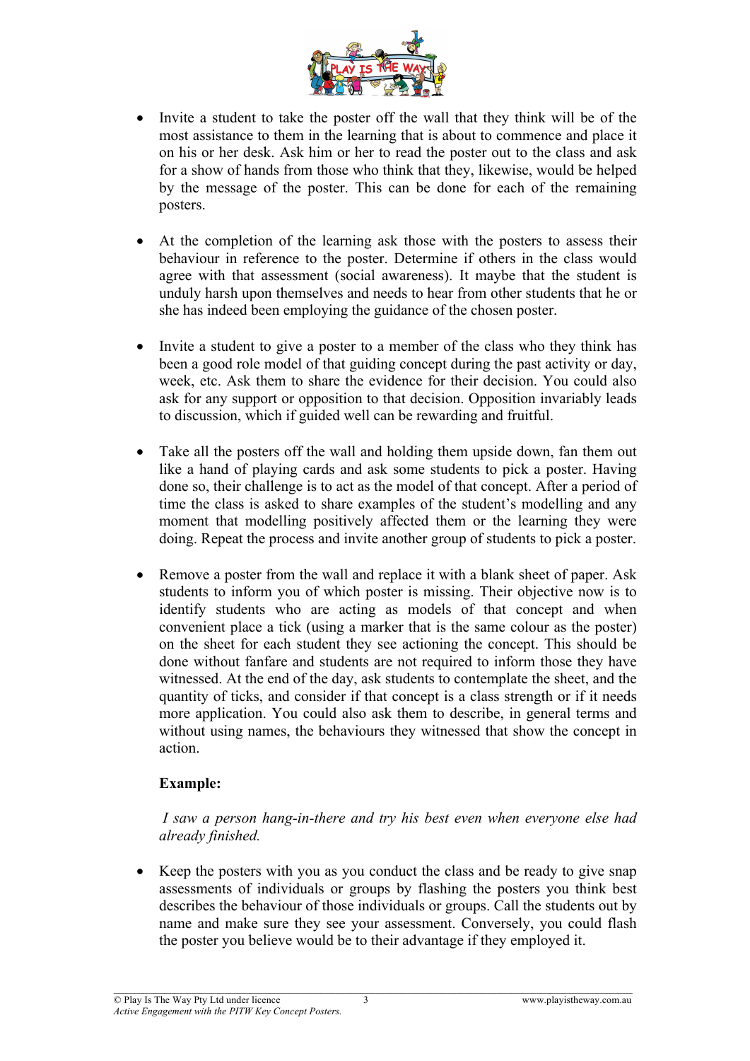- Invite a student to take the poster off the wall that they think will be of the most assistance to them in the learning that is about to commence and place it on his or her desk. Ask him or her to read the poster out to the class and ask for a show of hands from those who think that they, likewise, would be helped by the message of the poster. This can be done for each of the remaining posters.

- At the completion of the learning ask those with the posters to assess their behaviour in reference to the poster. Determine if others in the class would agree with that assessment (social awareness). It maybe that the student is unduly harsh upon themselves and needs to hear from other students that he or she has indeed been employing the guidance of the chosen poster.

- Invite a student to give a poster to a member of the class who they think has been a good role model of that guiding concept during the past activity or day, week, etc. Ask them to share the evidence for their decision. You could also ask for any support or opposition to that decision. Opposition invariably leads to discussion, which if guided well can be rewarding and fruitful.

- Take all the posters off the wall and holding them upside down, fan them out like a hand of playing cards and ask some students to pick a poster. Having done so, their challenge is to act as the model of that concept. After a period of time the class is asked to share examples of the student's modelling and any moment that modelling positively affected them or the learning they were doing. Repeat the process and invite another group of students to pick a poster.

- Remove a poster from the wall and replace it with a blank sheet of paper. Ask students to inform you of which poster is missing. Their objective now is to identify students who are acting as models of that concept and when convenient place a tick (using a marker that is the same colour as the poster) on the sheet for each student they see actioning the concept. This should be done without fanfare and students are not required to inform those they have witnessed. At the end of the day, ask students to contemplate the sheet, and the quantity of ticks, and consider if that concept is a class strength or if it needs more application. You could also ask them to describe, in general terms and without using names, the behaviours they witnessed that show the concept in action.

  **Example:**

  *I saw a person hang-in-there and try his best even when everyone else had already finished.*

- Keep the posters with you as you conduct the class and be ready to give snap assessments of individuals or groups by flashing the posters you think best describes the behaviour of those individuals or groups. Call the students out by name and make sure they see your assessment. Conversely, you could flash the poster you believe would be to their advantage if they employed it.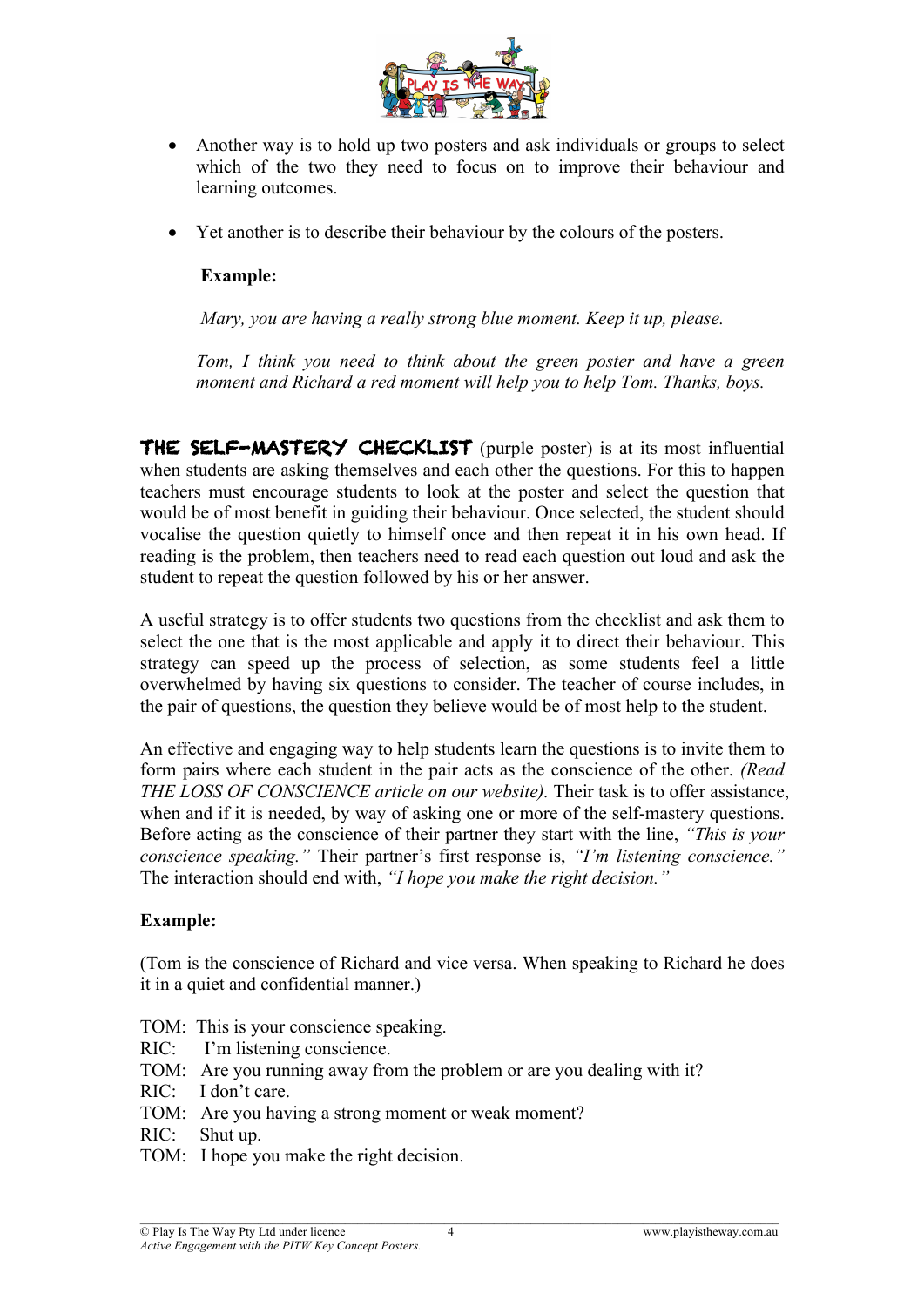- Another way is to hold up two posters and ask individuals or groups to select which of the two they need to focus on to improve their behaviour and learning outcomes.

- Yet another is to describe their behaviour by the colours of the posters.

  **Example:**

  *Mary, you are having a really strong blue moment. Keep it up, please.*

  *Tom, I think you need to think about the green poster and have a green moment and Richard a red moment will help you to help Tom. Thanks, boys.*

**THE SELF-MASTERY CHECKLIST** (purple poster) is at its most influential when students are asking themselves and each other the questions. For this to happen teachers must encourage students to look at the poster and select the question that would be of most benefit in guiding their behaviour. Once selected, the student should vocalise the question quietly to himself once and then repeat it in his own head. If reading is the problem, then teachers need to read each question out loud and ask the student to repeat the question followed by his or her answer.

A useful strategy is to offer students two questions from the checklist and ask them to select the one that is the most applicable and apply it to direct their behaviour. This strategy can speed up the process of selection, as some students feel a little overwhelmed by having six questions to consider. The teacher of course includes, in the pair of questions, the question they believe would be of most help to the student.

An effective and engaging way to help students learn the questions is to invite them to form pairs where each student in the pair acts as the conscience of the other. *(Read THE LOSS OF CONSCIENCE article on our website).* Their task is to offer assistance, when and if it is needed, by way of asking one or more of the self-mastery questions. Before acting as the conscience of their partner they start with the line, *"This is your conscience speaking."* Their partner's first response is, *"I'm listening conscience."* The interaction should end with, *"I hope you make the right decision."*

**Example:**

(Tom is the conscience of Richard and vice versa. When speaking to Richard he does it in a quiet and confidential manner.)

TOM: This is your conscience speaking.
RIC: I'm listening conscience.
TOM: Are you running away from the problem or are you dealing with it?
RIC: I don't care.
TOM: Are you having a strong moment or weak moment?
RIC: Shut up.
TOM: I hope you make the right decision.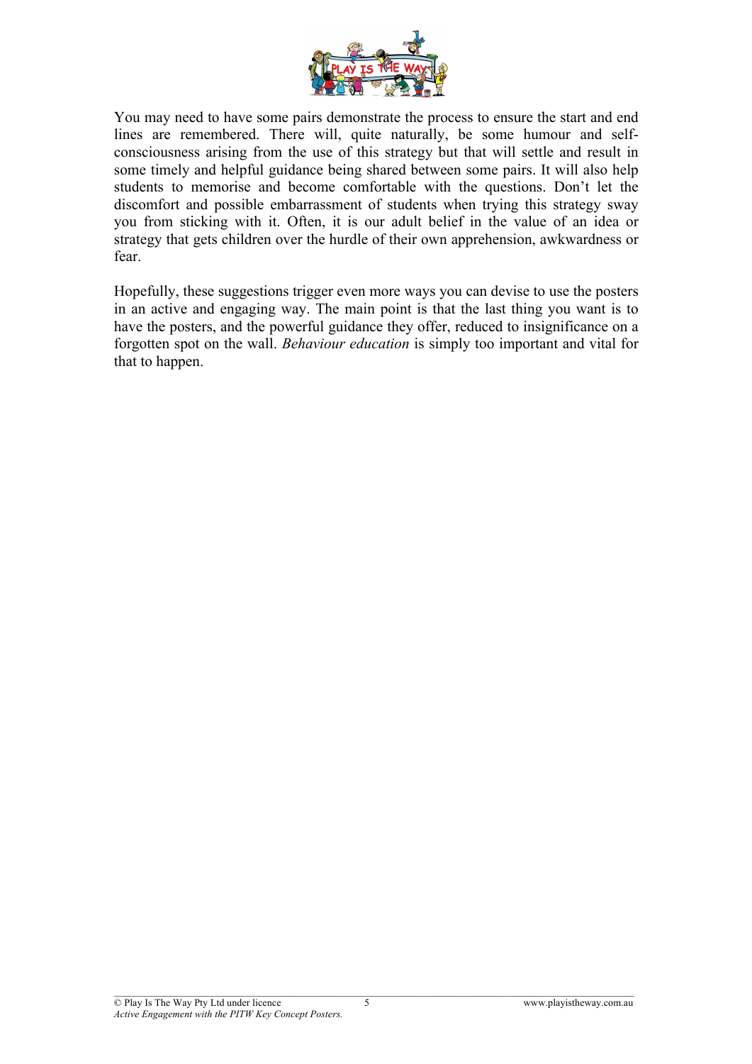You may need to have some pairs demonstrate the process to ensure the start and end lines are remembered. There will, quite naturally, be some humour and self-consciousness arising from the use of this strategy but that will settle and result in some timely and helpful guidance being shared between some pairs. It will also help students to memorise and become comfortable with the questions. Don't let the discomfort and possible embarrassment of students when trying this strategy sway you from sticking with it. Often, it is our adult belief in the value of an idea or strategy that gets children over the hurdle of their own apprehension, awkwardness or fear.

Hopefully, these suggestions trigger even more ways you can devise to use the posters in an active and engaging way. The main point is that the last thing you want is to have the posters, and the powerful guidance they offer, reduced to insignificance on a forgotten spot on the wall. *Behaviour education* is simply too important and vital for that to happen.